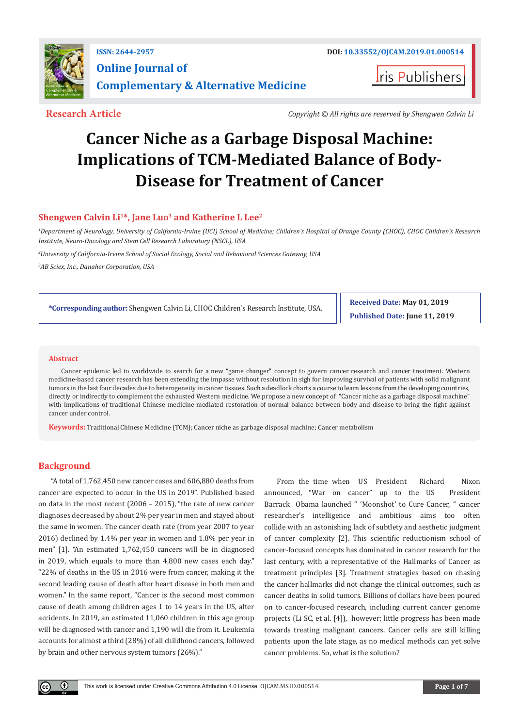ISSN: 2644-2957

DOI: 10.33552/OJCAM.2019.01.000514

**Online Journal of Complementary & Alternative Medicine**

Iris Publishers

**Research Article**

*Copyright © All rights are reserved by Shengwen Calvin Li*

# Cancer Niche as a Garbage Disposal Machine: Implications of TCM-Mediated Balance of Body-Disease for Treatment of Cancer

**Shengwen Calvin Li[1]*, Jane Luo[3] and Katherine L Lee[2]**

[1]*Department of Neurology, University of California-Irvine (UCI) School of Medicine; Children's Hospital of Orange County (CHOC), CHOC Children's Research Institute, Neuro-Oncology and Stem Cell Research Laboratory (NSCL), USA*

[2]*University of California-Irvine School of Social Ecology, Social and Behavioral Sciences Gateway, USA*

[3]*AB Sciex, Inc., Danaher Corporation, USA*

**\*Corresponding author:** Shengwen Calvin Li, CHOC Children's Research Institute, USA.

**Received Date:** May 01, 2019

**Published Date:** June 11, 2019

## Abstract

Cancer epidemic led to worldwide to search for a new "game changer" concept to govern cancer research and cancer treatment. Western medicine-based cancer research has been extending the impasse without resolution in sigh for improving survival of patients with solid malignant tumors in the last four decades due to heterogeneity in cancer tissues. Such a deadlock charts a course to learn lessons from the developing countries, directly or indirectly to complement the exhausted Western medicine. We propose a new concept of "Cancer niche as a garbage disposal machine" with implications of traditional Chinese medicine-mediated restoration of normal balance between body and disease to bring the fight against cancer under control.

**Keywords:** Traditional Chinese Medicine (TCM); Cancer niche as garbage disposal machine; Cancer metabolism

## Background

"A total of 1,762,450 new cancer cases and 606,880 deaths from cancer are expected to occur in the US in 2019". Published based on data in the most recent (2006 – 2015), "the rate of new cancer diagnoses decreased by about 2% per year in men and stayed about the same in women. The cancer death rate (from year 2007 to year 2016) declined by 1.4% per year in women and 1.8% per year in men" [1]. "An estimated 1,762,450 cancers will be in diagnosed in 2019, which equals to more than 4,800 new cases each day." "22% of deaths in the US in 2016 were from cancer, making it the second leading cause of death after heart disease in both men and women." In the same report, "Cancer is the second most common cause of death among children ages 1 to 14 years in the US, after accidents. In 2019, an estimated 11,060 children in this age group will be diagnosed with cancer and 1,190 will die from it. Leukemia accounts for almost a third (28%) of all childhood cancers, followed by brain and other nervous system tumors (26%)."

From the time when US President Richard Nixon announced, "War on cancer" up to the US President Barrack Obama launched " 'Moonshot' to Cure Cancer, " cancer researcher's intelligence and ambitious aims too often collide with an astonishing lack of subtlety and aesthetic judgment of cancer complexity [2]. This scientific reductionism school of cancer-focused concepts has dominated in cancer research for the last century, with a representative of the Hallmarks of Cancer as treatment principles [3]. Treatment strategies based on chasing the cancer hallmarks did not change the clinical outcomes, such as cancer deaths in solid tumors. Billions of dollars have been poured on to cancer-focused research, including current cancer genome projects (Li SC, et al. [4]), however; little progress has been made towards treating malignant cancers. Cancer cells are still killing patients upon the late stage, as no medical methods can yet solve cancer problems. So, what is the solution?

This work is licensed under Creative Commons Attribution 4.0 License | OJCAM.MS.ID.000514.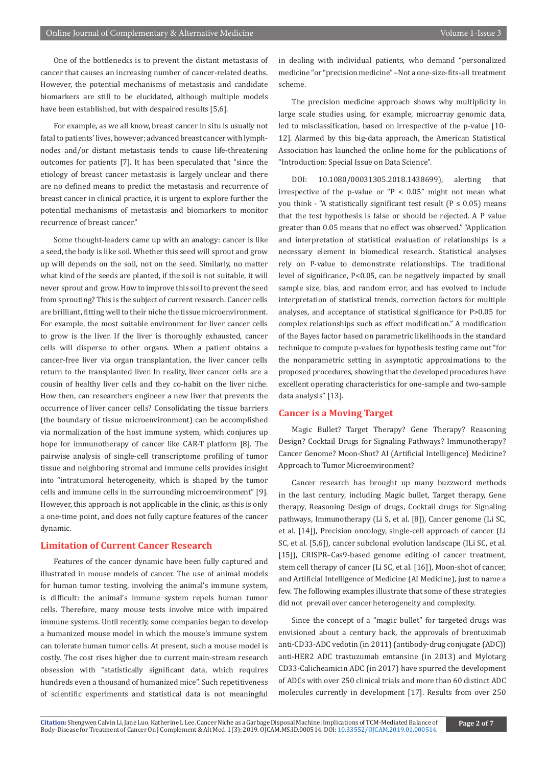One of the bottlenecks is to prevent the distant metastasis of cancer that causes an increasing number of cancer-related deaths. However, the potential mechanisms of metastasis and candidate biomarkers are still to be elucidated, although multiple models have been established, but with despaired results [5,6].

For example, as we all know, breast cancer in situ is usually not fatal to patients' lives, however; advanced breast cancer with lymph-nodes and/or distant metastasis tends to cause life-threatening outcomes for patients [7]. It has been speculated that "since the etiology of breast cancer metastasis is largely unclear and there are no defined means to predict the metastasis and recurrence of breast cancer in clinical practice, it is urgent to explore further the potential mechanisms of metastasis and biomarkers to monitor recurrence of breast cancer."

Some thought-leaders came up with an analogy: cancer is like a seed, the body is like soil. Whether this seed will sprout and grow up will depends on the soil, not on the seed. Similarly, no matter what kind of the seeds are planted, if the soil is not suitable, it will never sprout and grow. How to improve this soil to prevent the seed from sprouting? This is the subject of current research. Cancer cells are brilliant, fitting well to their niche the tissue microenvironment. For example, the most suitable environment for liver cancer cells to grow is the liver. If the liver is thoroughly exhausted, cancer cells will disperse to other organs. When a patient obtains a cancer-free liver via organ transplantation, the liver cancer cells return to the transplanted liver. In reality, liver cancer cells are a cousin of healthy liver cells and they co-habit on the liver niche. How then, can researchers engineer a new liver that prevents the occurrence of liver cancer cells? Consolidating the tissue barriers (the boundary of tissue microenvironment) can be accomplished via normalization of the host immune system, which conjures up hope for immunotherapy of cancer like CAR-T platform [8]. The pairwise analysis of single-cell transcriptome profiling of tumor tissue and neighboring stromal and immune cells provides insight into "intratumoral heterogeneity, which is shaped by the tumor cells and immune cells in the surrounding microenvironment" [9]. However, this approach is not applicable in the clinic, as this is only a one-time point, and does not fully capture features of the cancer dynamic.

## Limitation of Current Cancer Research

Features of the cancer dynamic have been fully captured and illustrated in mouse models of cancer. The use of animal models for human tumor testing, involving the animal's immune system, is difficult: the animal's immune system repels human tumor cells. Therefore, many mouse tests involve mice with impaired immune systems. Until recently, some companies began to develop a humanized mouse model in which the mouse's immune system can tolerate human tumor cells. At present, such a mouse model is costly. The cost rises higher due to current main-stream research obsession with "statistically significant data, which requires hundreds even a thousand of humanized mice". Such repetitiveness of scientific experiments and statistical data is not meaningful in dealing with individual patients, who demand "personalized medicine "or "precision medicine" –Not a one-size-fits-all treatment scheme.

The precision medicine approach shows why multiplicity in large scale studies using, for example, microarray genomic data, led to misclassification, based on irrespective of the p-value [10-12]. Alarmed by this big-data approach, the American Statistical Association has launched the online home for the publications of "Introduction: Special Issue on Data Science".

DOI: 10.1080/00031305.2018.1438699), alerting that irrespective of the p-value or "$P < 0.05$" might not mean what you think - "A statistically significant test result ($P \leq 0.05$) means that the test hypothesis is false or should be rejected. A P value greater than 0.05 means that no effect was observed." "Application and interpretation of statistical evaluation of relationships is a necessary element in biomedical research. Statistical analyses rely on P-value to demonstrate relationships. The traditional level of significance, $P<0.05$, can be negatively impacted by small sample size, bias, and random error, and has evolved to include interpretation of statistical trends, correction factors for multiple analyses, and acceptance of statistical significance for $P>0.05$ for complex relationships such as effect modification." A modification of the Bayes factor based on parametric likelihoods in the standard technique to compute p-values for hypothesis testing came out "for the nonparametric setting in asymptotic approximations to the proposed procedures, showing that the developed procedures have excellent operating characteristics for one-sample and two-sample data analysis" [13].

## Cancer is a Moving Target

Magic Bullet? Target Therapy? Gene Therapy? Reasoning Design? Cocktail Drugs for Signaling Pathways? Immunotherapy? Cancer Genome? Moon-Shot? AI (Artificial Intelligence) Medicine? Approach to Tumor Microenvironment?

Cancer research has brought up many buzzword methods in the last century, including Magic bullet, Target therapy, Gene therapy, Reasoning Design of drugs, Cocktail drugs for Signaling pathways, Immunotherapy (Li S, et al. [8]), Cancer genome (Li SC, et al. [14]), Precision oncology, single-cell approach of cancer (Li SC, et al. [5,6]), cancer subclonal evolution landscape (ILi SC, et al. [15]), CRISPR–Cas9-based genome editing of cancer treatment, stem cell therapy of cancer (Li SC, et al. [16]), Moon-shot of cancer, and Artificial Intelligence of Medicine (AI Medicine), just to name a few. The following examples illustrate that some of these strategies did not prevail over cancer heterogeneity and complexity.

Since the concept of a "magic bullet" for targeted drugs was envisioned about a century back, the approvals of brentuximab anti-CD33-ADC vedotin (in 2011) (antibody-drug conjugate (ADC)) anti-HER2 ADC trastuzumab emtansine (in 2013) and Mylotarg CD33-Calicheamicin ADC (in 2017) have spurred the development of ADCs with over 250 clinical trials and more than 60 distinct ADC molecules currently in development [17]. Results from over 250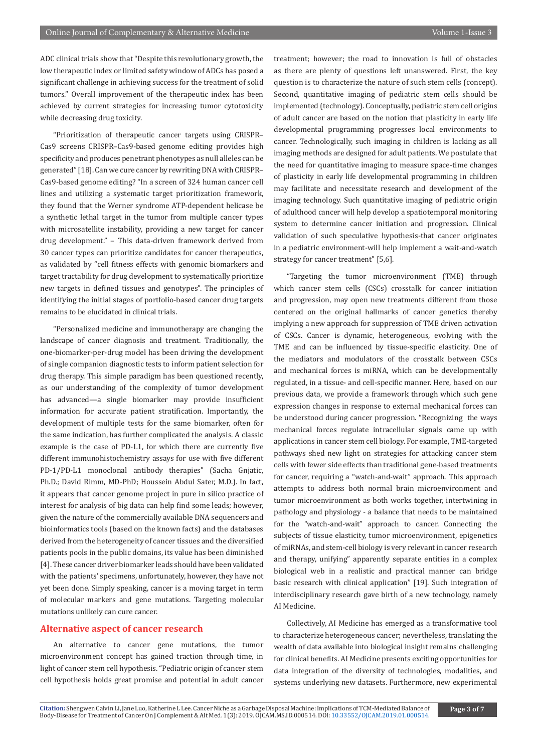ADC clinical trials show that "Despite this revolutionary growth, the low therapeutic index or limited safety window of ADCs has posed a significant challenge in achieving success for the treatment of solid tumors." Overall improvement of the therapeutic index has been achieved by current strategies for increasing tumor cytotoxicity while decreasing drug toxicity.

"Prioritization of therapeutic cancer targets using CRISPR–Cas9 screens CRISPR–Cas9-based genome editing provides high specificity and produces penetrant phenotypes as null alleles can be generated" [18]. Can we cure cancer by rewriting DNA with CRISPR–Cas9-based genome editing? "In a screen of 324 human cancer cell lines and utilizing a systematic target prioritization framework, they found that the Werner syndrome ATP-dependent helicase be a synthetic lethal target in the tumor from multiple cancer types with microsatellite instability, providing a new target for cancer drug development." – This data-driven framework derived from 30 cancer types can prioritize candidates for cancer therapeutics, as validated by "cell fitness effects with genomic biomarkers and target tractability for drug development to systematically prioritize new targets in defined tissues and genotypes". The principles of identifying the initial stages of portfolio-based cancer drug targets remains to be elucidated in clinical trials.

"Personalized medicine and immunotherapy are changing the landscape of cancer diagnosis and treatment. Traditionally, the one-biomarker-per-drug model has been driving the development of single companion diagnostic tests to inform patient selection for drug therapy. This simple paradigm has been questioned recently, as our understanding of the complexity of tumor development has advanced—a single biomarker may provide insufficient information for accurate patient stratification. Importantly, the development of multiple tests for the same biomarker, often for the same indication, has further complicated the analysis. A classic example is the case of PD-L1, for which there are currently five different immunohistochemistry assays for use with five different PD-1/PD-L1 monoclonal antibody therapies" (Sacha Gnjatic, Ph.D.; David Rimm, MD-PhD; Houssein Abdul Sater, M.D.). In fact, it appears that cancer genome project in pure in silico practice of interest for analysis of big data can help find some leads; however, given the nature of the commercially available DNA sequencers and bioinformatics tools (based on the known facts) and the databases derived from the heterogeneity of cancer tissues and the diversified patients pools in the public domains, its value has been diminished [4]. These cancer driver biomarker leads should have been validated with the patients' specimens, unfortunately, however, they have not yet been done. Simply speaking, cancer is a moving target in term of molecular markers and gene mutations. Targeting molecular mutations unlikely can cure cancer.

## Alternative aspect of cancer research

An alternative to cancer gene mutations, the tumor microenvironment concept has gained traction through time, in light of cancer stem cell hypothesis. "Pediatric origin of cancer stem cell hypothesis holds great promise and potential in adult cancer treatment; however; the road to innovation is full of obstacles as there are plenty of questions left unanswered. First, the key question is to characterize the nature of such stem cells (concept). Second, quantitative imaging of pediatric stem cells should be implemented (technology). Conceptually, pediatric stem cell origins of adult cancer are based on the notion that plasticity in early life developmental programming progresses local environments to cancer. Technologically, such imaging in children is lacking as all imaging methods are designed for adult patients. We postulate that the need for quantitative imaging to measure space-time changes of plasticity in early life developmental programming in children may facilitate and necessitate research and development of the imaging technology. Such quantitative imaging of pediatric origin of adulthood cancer will help develop a spatiotemporal monitoring system to determine cancer initiation and progression. Clinical validation of such speculative hypothesis-that cancer originates in a pediatric environment-will help implement a wait-and-watch strategy for cancer treatment" [5,6].

"Targeting the tumor microenvironment (TME) through which cancer stem cells (CSCs) crosstalk for cancer initiation and progression, may open new treatments different from those centered on the original hallmarks of cancer genetics thereby implying a new approach for suppression of TME driven activation of CSCs. Cancer is dynamic, heterogeneous, evolving with the TME and can be influenced by tissue-specific elasticity. One of the mediators and modulators of the crosstalk between CSCs and mechanical forces is miRNA, which can be developmentally regulated, in a tissue- and cell-specific manner. Here, based on our previous data, we provide a framework through which such gene expression changes in response to external mechanical forces can be understood during cancer progression. "Recognizing the ways mechanical forces regulate intracellular signals came up with applications in cancer stem cell biology. For example, TME-targeted pathways shed new light on strategies for attacking cancer stem cells with fewer side effects than traditional gene-based treatments for cancer, requiring a "watch-and-wait" approach. This approach attempts to address both normal brain microenvironment and tumor microenvironment as both works together, intertwining in pathology and physiology - a balance that needs to be maintained for the "watch-and-wait" approach to cancer. Connecting the subjects of tissue elasticity, tumor microenvironment, epigenetics of miRNAs, and stem-cell biology is very relevant in cancer research and therapy, unifying" apparently separate entities in a complex biological web in a realistic and practical manner can bridge basic research with clinical application" [19]. Such integration of interdisciplinary research gave birth of a new technology, namely AI Medicine.

Collectively, AI Medicine has emerged as a transformative tool to characterize heterogeneous cancer; nevertheless, translating the wealth of data available into biological insight remains challenging for clinical benefits. AI Medicine presents exciting opportunities for data integration of the diversity of technologies, modalities, and systems underlying new datasets. Furthermore, new experimental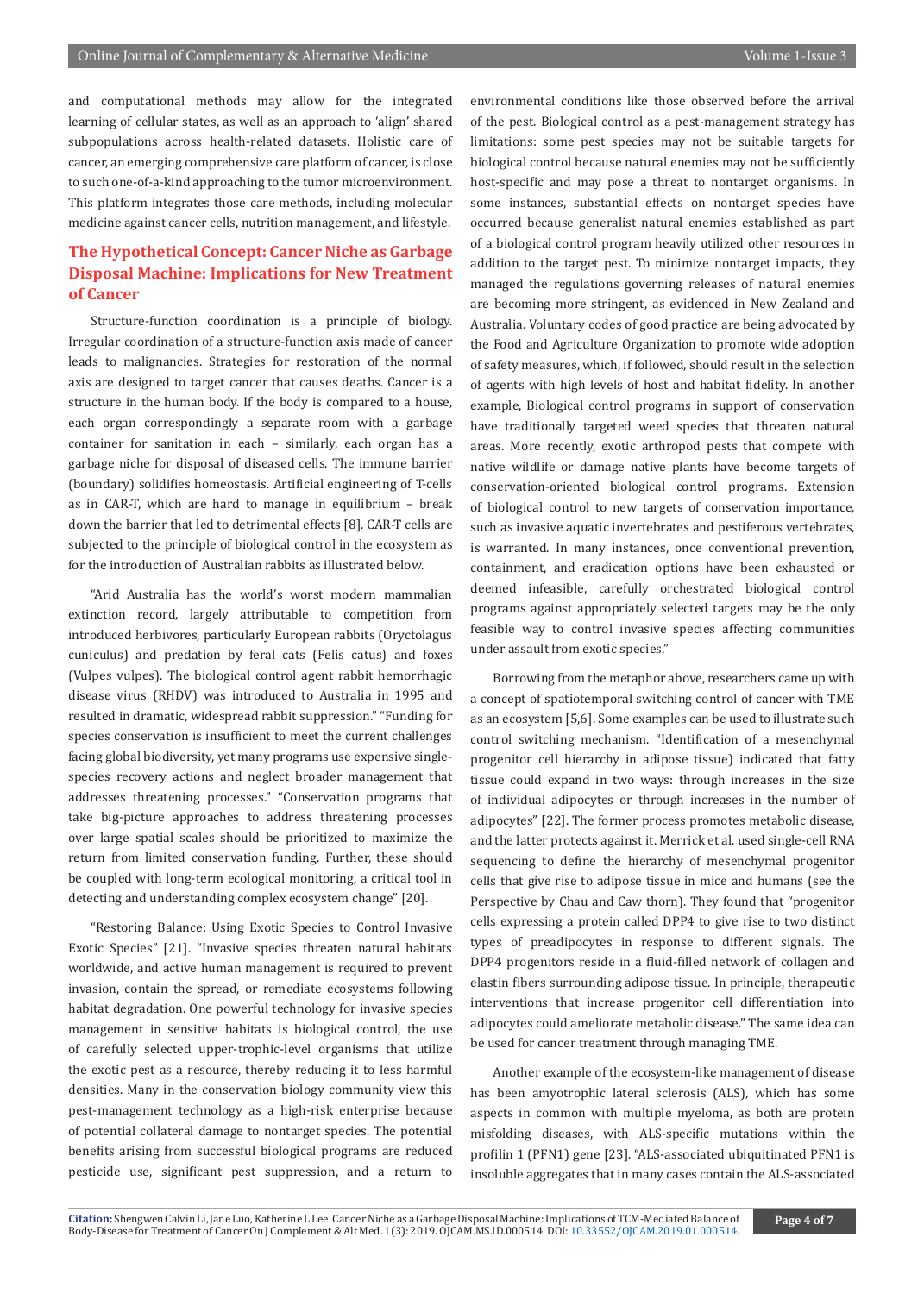and computational methods may allow for the integrated learning of cellular states, as well as an approach to 'align' shared subpopulations across health-related datasets. Holistic care of cancer, an emerging comprehensive care platform of cancer, is close to such one-of-a-kind approaching to the tumor microenvironment. This platform integrates those care methods, including molecular medicine against cancer cells, nutrition management, and lifestyle.

## The Hypothetical Concept: Cancer Niche as Garbage Disposal Machine: Implications for New Treatment of Cancer

Structure-function coordination is a principle of biology. Irregular coordination of a structure-function axis made of cancer leads to malignancies. Strategies for restoration of the normal axis are designed to target cancer that causes deaths. Cancer is a structure in the human body. If the body is compared to a house, each organ correspondingly a separate room with a garbage container for sanitation in each – similarly, each organ has a garbage niche for disposal of diseased cells. The immune barrier (boundary) solidifies homeostasis. Artificial engineering of T-cells as in CAR-T, which are hard to manage in equilibrium – break down the barrier that led to detrimental effects [8]. CAR-T cells are subjected to the principle of biological control in the ecosystem as for the introduction of Australian rabbits as illustrated below.

"Arid Australia has the world's worst modern mammalian extinction record, largely attributable to competition from introduced herbivores, particularly European rabbits (Oryctolagus cuniculus) and predation by feral cats (Felis catus) and foxes (Vulpes vulpes). The biological control agent rabbit hemorrhagic disease virus (RHDV) was introduced to Australia in 1995 and resulted in dramatic, widespread rabbit suppression." "Funding for species conservation is insufficient to meet the current challenges facing global biodiversity, yet many programs use expensive single-species recovery actions and neglect broader management that addresses threatening processes." "Conservation programs that take big-picture approaches to address threatening processes over large spatial scales should be prioritized to maximize the return from limited conservation funding. Further, these should be coupled with long-term ecological monitoring, a critical tool in detecting and understanding complex ecosystem change" [20].

"Restoring Balance: Using Exotic Species to Control Invasive Exotic Species" [21]. "Invasive species threaten natural habitats worldwide, and active human management is required to prevent invasion, contain the spread, or remediate ecosystems following habitat degradation. One powerful technology for invasive species management in sensitive habitats is biological control, the use of carefully selected upper-trophic-level organisms that utilize the exotic pest as a resource, thereby reducing it to less harmful densities. Many in the conservation biology community view this pest-management technology as a high-risk enterprise because of potential collateral damage to nontarget species. The potential benefits arising from successful biological programs are reduced pesticide use, significant pest suppression, and a return to environmental conditions like those observed before the arrival of the pest. Biological control as a pest-management strategy has limitations: some pest species may not be suitable targets for biological control because natural enemies may not be sufficiently host-specific and may pose a threat to nontarget organisms. In some instances, substantial effects on nontarget species have occurred because generalist natural enemies established as part of a biological control program heavily utilized other resources in addition to the target pest. To minimize nontarget impacts, they managed the regulations governing releases of natural enemies are becoming more stringent, as evidenced in New Zealand and Australia. Voluntary codes of good practice are being advocated by the Food and Agriculture Organization to promote wide adoption of safety measures, which, if followed, should result in the selection of agents with high levels of host and habitat fidelity. In another example, Biological control programs in support of conservation have traditionally targeted weed species that threaten natural areas. More recently, exotic arthropod pests that compete with native wildlife or damage native plants have become targets of conservation-oriented biological control programs. Extension of biological control to new targets of conservation importance, such as invasive aquatic invertebrates and pestiferous vertebrates, is warranted. In many instances, once conventional prevention, containment, and eradication options have been exhausted or deemed infeasible, carefully orchestrated biological control programs against appropriately selected targets may be the only feasible way to control invasive species affecting communities under assault from exotic species."

Borrowing from the metaphor above, researchers came up with a concept of spatiotemporal switching control of cancer with TME as an ecosystem [5,6]. Some examples can be used to illustrate such control switching mechanism. "Identification of a mesenchymal progenitor cell hierarchy in adipose tissue) indicated that fatty tissue could expand in two ways: through increases in the size of individual adipocytes or through increases in the number of adipocytes" [22]. The former process promotes metabolic disease, and the latter protects against it. Merrick et al. used single-cell RNA sequencing to define the hierarchy of mesenchymal progenitor cells that give rise to adipose tissue in mice and humans (see the Perspective by Chau and Caw thorn). They found that "progenitor cells expressing a protein called DPP4 to give rise to two distinct types of preadipocytes in response to different signals. The DPP4 progenitors reside in a fluid-filled network of collagen and elastin fibers surrounding adipose tissue. In principle, therapeutic interventions that increase progenitor cell differentiation into adipocytes could ameliorate metabolic disease." The same idea can be used for cancer treatment through managing TME.

Another example of the ecosystem-like management of disease has been amyotrophic lateral sclerosis (ALS), which has some aspects in common with multiple myeloma, as both are protein misfolding diseases, with ALS-specific mutations within the profilin 1 (PFN1) gene [23]. "ALS-associated ubiquitinated PFN1 is insoluble aggregates that in many cases contain the ALS-associated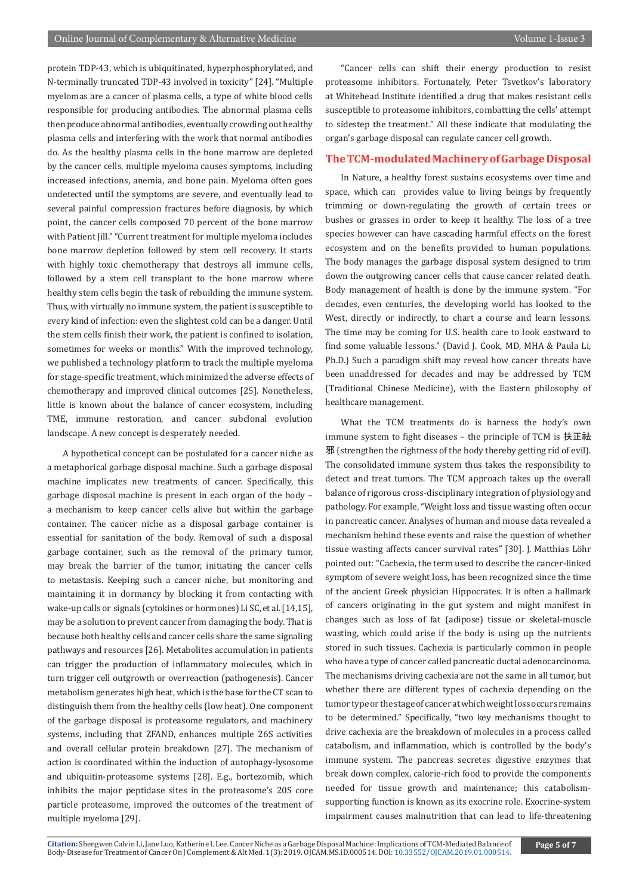protein TDP-43, which is ubiquitinated, hyperphosphorylated, and N-terminally truncated TDP-43 involved in toxicity" [24]. "Multiple myelomas are a cancer of plasma cells, a type of white blood cells responsible for producing antibodies. The abnormal plasma cells then produce abnormal antibodies, eventually crowding out healthy plasma cells and interfering with the work that normal antibodies do. As the healthy plasma cells in the bone marrow are depleted by the cancer cells, multiple myeloma causes symptoms, including increased infections, anemia, and bone pain. Myeloma often goes undetected until the symptoms are severe, and eventually lead to several painful compression fractures before diagnosis, by which point, the cancer cells composed 70 percent of the bone marrow with Patient Jill." "Current treatment for multiple myeloma includes bone marrow depletion followed by stem cell recovery. It starts with highly toxic chemotherapy that destroys all immune cells, followed by a stem cell transplant to the bone marrow where healthy stem cells begin the task of rebuilding the immune system. Thus, with virtually no immune system, the patient is susceptible to every kind of infection: even the slightest cold can be a danger. Until the stem cells finish their work, the patient is confined to isolation, sometimes for weeks or months." With the improved technology, we published a technology platform to track the multiple myeloma for stage-specific treatment, which minimized the adverse effects of chemotherapy and improved clinical outcomes [25]. Nonetheless, little is known about the balance of cancer ecosystem, including TME, immune restoration, and cancer subclonal evolution landscape. A new concept is desperately needed.

A hypothetical concept can be postulated for a cancer niche as a metaphorical garbage disposal machine. Such a garbage disposal machine implicates new treatments of cancer. Specifically, this garbage disposal machine is present in each organ of the body – a mechanism to keep cancer cells alive but within the garbage container. The cancer niche as a disposal garbage container is essential for sanitation of the body. Removal of such a disposal garbage container, such as the removal of the primary tumor, may break the barrier of the tumor, initiating the cancer cells to metastasis. Keeping such a cancer niche, but monitoring and maintaining it in dormancy by blocking it from contacting with wake-up calls or signals (cytokines or hormones) Li SC, et al. [14,15], may be a solution to prevent cancer from damaging the body. That is because both healthy cells and cancer cells share the same signaling pathways and resources [26]. Metabolites accumulation in patients can trigger the production of inflammatory molecules, which in turn trigger cell outgrowth or overreaction (pathogenesis). Cancer metabolism generates high heat, which is the base for the CT scan to distinguish them from the healthy cells (low heat). One component of the garbage disposal is proteasome regulators, and machinery systems, including that ZFAND, enhances multiple 26S activities and overall cellular protein breakdown [27]. The mechanism of action is coordinated within the induction of autophagy-lysosome and ubiquitin-proteasome systems [28]. E.g., bortezomib, which inhibits the major peptidase sites in the proteasome's 20S core particle proteasome, improved the outcomes of the treatment of multiple myeloma [29].

"Cancer cells can shift their energy production to resist proteasome inhibitors. Fortunately, Peter Tsvetkov's laboratory at Whitehead Institute identified a drug that makes resistant cells susceptible to proteasome inhibitors, combatting the cells' attempt to sidestep the treatment." All these indicate that modulating the organ's garbage disposal can regulate cancer cell growth.

## The TCM-modulated Machinery of Garbage Disposal

In Nature, a healthy forest sustains ecosystems over time and space, which can provides value to living beings by frequently trimming or down-regulating the growth of certain trees or bushes or grasses in order to keep it healthy. The loss of a tree species however can have cascading harmful effects on the forest ecosystem and on the benefits provided to human populations. The body manages the garbage disposal system designed to trim down the outgrowing cancer cells that cause cancer related death. Body management of health is done by the immune system. "For decades, even centuries, the developing world has looked to the West, directly or indirectly, to chart a course and learn lessons. The time may be coming for U.S. health care to look eastward to find some valuable lessons." (David J. Cook, MD, MHA & Paula Li, Ph.D.) Such a paradigm shift may reveal how cancer threats have been unaddressed for decades and may be addressed by TCM (Traditional Chinese Medicine), with the Eastern philosophy of healthcare management.

What the TCM treatments do is harness the body's own immune system to fight diseases – the principle of TCM is 扶正祛邪 (strengthen the rightness of the body thereby getting rid of evil). The consolidated immune system thus takes the responsibility to detect and treat tumors. The TCM approach takes up the overall balance of rigorous cross-disciplinary integration of physiology and pathology. For example, "Weight loss and tissue wasting often occur in pancreatic cancer. Analyses of human and mouse data revealed a mechanism behind these events and raise the question of whether tissue wasting affects cancer survival rates" [30]. J. Matthias Löhr pointed out: "Cachexia, the term used to describe the cancer-linked symptom of severe weight loss, has been recognized since the time of the ancient Greek physician Hippocrates. It is often a hallmark of cancers originating in the gut system and might manifest in changes such as loss of fat (adipose) tissue or skeletal-muscle wasting, which could arise if the body is using up the nutrients stored in such tissues. Cachexia is particularly common in people who have a type of cancer called pancreatic ductal adenocarcinoma. The mechanisms driving cachexia are not the same in all tumor, but whether there are different types of cachexia depending on the tumor type or the stage of cancer at which weight loss occurs remains to be determined." Specifically, "two key mechanisms thought to drive cachexia are the breakdown of molecules in a process called catabolism, and inflammation, which is controlled by the body's immune system. The pancreas secretes digestive enzymes that break down complex, calorie-rich food to provide the components needed for tissue growth and maintenance; this catabolism-supporting function is known as its exocrine role. Exocrine-system impairment causes malnutrition that can lead to life-threatening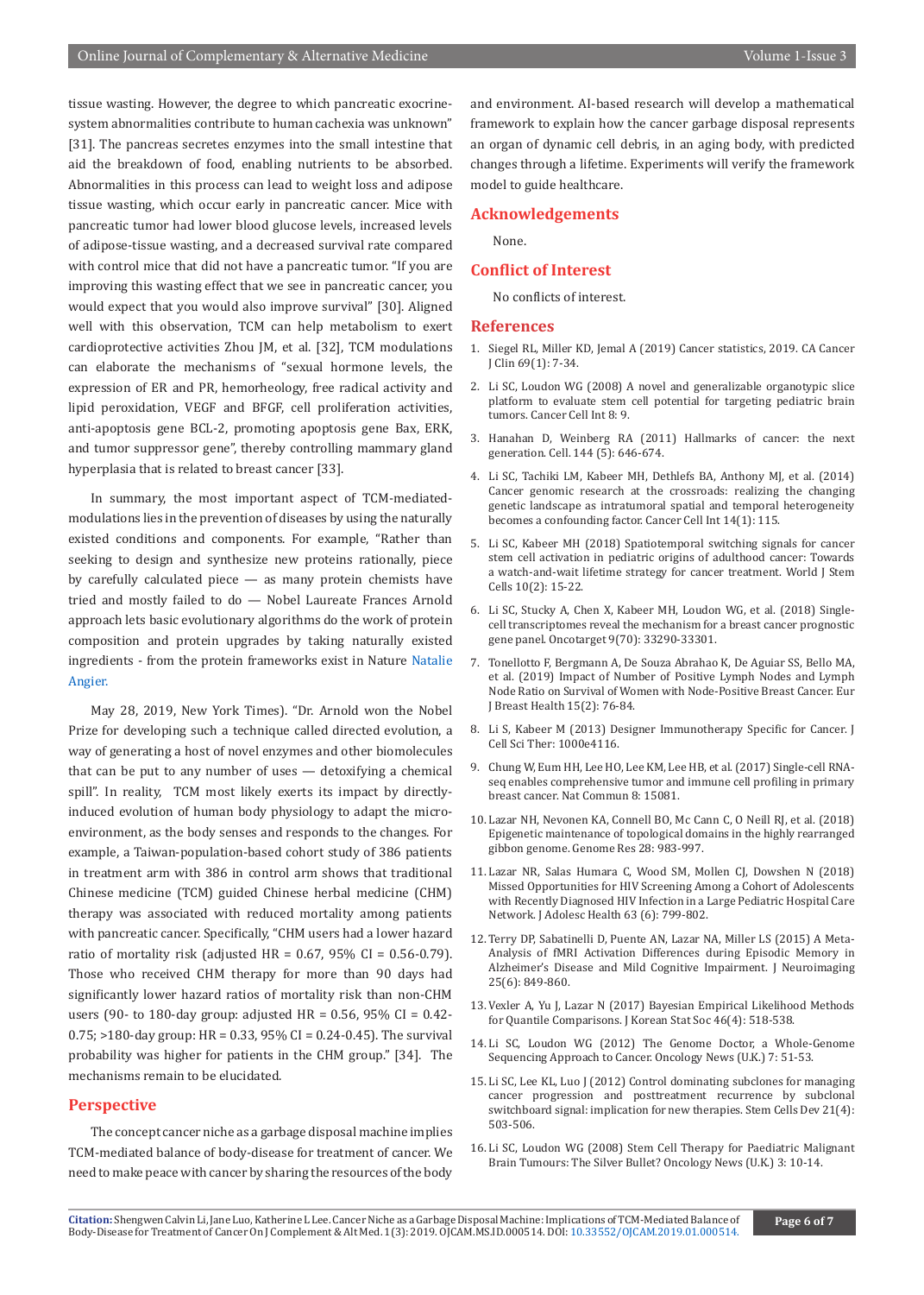tissue wasting. However, the degree to which pancreatic exocrine-system abnormalities contribute to human cachexia was unknown" [31]. The pancreas secretes enzymes into the small intestine that aid the breakdown of food, enabling nutrients to be absorbed. Abnormalities in this process can lead to weight loss and adipose tissue wasting, which occur early in pancreatic cancer. Mice with pancreatic tumor had lower blood glucose levels, increased levels of adipose-tissue wasting, and a decreased survival rate compared with control mice that did not have a pancreatic tumor. "If you are improving this wasting effect that we see in pancreatic cancer, you would expect that you would also improve survival" [30]. Aligned well with this observation, TCM can help metabolism to exert cardioprotective activities Zhou JM, et al. [32], TCM modulations can elaborate the mechanisms of "sexual hormone levels, the expression of ER and PR, hemorheology, free radical activity and lipid peroxidation, VEGF and BFGF, cell proliferation activities, anti-apoptosis gene BCL-2, promoting apoptosis gene Bax, ERK, and tumor suppressor gene", thereby controlling mammary gland hyperplasia that is related to breast cancer [33].

In summary, the most important aspect of TCM-mediated-modulations lies in the prevention of diseases by using the naturally existed conditions and components. For example, "Rather than seeking to design and synthesize new proteins rationally, piece by carefully calculated piece — as many protein chemists have tried and mostly failed to do — Nobel Laureate Frances Arnold approach lets basic evolutionary algorithms do the work of protein composition and protein upgrades by taking naturally existed ingredients - from the protein frameworks exist in Nature Natalie Angier.

May 28, 2019, New York Times). "Dr. Arnold won the Nobel Prize for developing such a technique called directed evolution, a way of generating a host of novel enzymes and other biomolecules that can be put to any number of uses — detoxifying a chemical spill". In reality, TCM most likely exerts its impact by directly-induced evolution of human body physiology to adapt the micro-environment, as the body senses and responds to the changes. For example, a Taiwan-population-based cohort study of 386 patients in treatment arm with 386 in control arm shows that traditional Chinese medicine (TCM) guided Chinese herbal medicine (CHM) therapy was associated with reduced mortality among patients with pancreatic cancer. Specifically, "CHM users had a lower hazard ratio of mortality risk (adjusted HR = 0.67, 95% CI = 0.56-0.79). Those who received CHM therapy for more than 90 days had significantly lower hazard ratios of mortality risk than non-CHM users (90- to 180-day group: adjusted HR = 0.56, 95% CI = 0.42-0.75; >180-day group: HR = 0.33, 95% CI = 0.24-0.45). The survival probability was higher for patients in the CHM group." [34]. The mechanisms remain to be elucidated.

## Perspective

The concept cancer niche as a garbage disposal machine implies TCM-mediated balance of body-disease for treatment of cancer. We need to make peace with cancer by sharing the resources of the body and environment. AI-based research will develop a mathematical framework to explain how the cancer garbage disposal represents an organ of dynamic cell debris, in an aging body, with predicted changes through a lifetime. Experiments will verify the framework model to guide healthcare.

## Acknowledgements

None.

## Conflict of Interest

No conflicts of interest.

## References

1. Siegel RL, Miller KD, Jemal A (2019) Cancer statistics, 2019. CA Cancer J Clin 69(1): 7-34.
2. Li SC, Loudon WG (2008) A novel and generalizable organotypic slice platform to evaluate stem cell potential for targeting pediatric brain tumors. Cancer Cell Int 8: 9.
3. Hanahan D, Weinberg RA (2011) Hallmarks of cancer: the next generation. Cell. 144 (5): 646-674.
4. Li SC, Tachiki LM, Kabeer MH, Dethlefs BA, Anthony MJ, et al. (2014) Cancer genomic research at the crossroads: realizing the changing genetic landscape as intratumoral spatial and temporal heterogeneity becomes a confounding factor. Cancer Cell Int 14(1): 115.
5. Li SC, Kabeer MH (2018) Spatiotemporal switching signals for cancer stem cell activation in pediatric origins of adulthood cancer: Towards a watch-and-wait lifetime strategy for cancer treatment. World J Stem Cells 10(2): 15-22.
6. Li SC, Stucky A, Chen X, Kabeer MH, Loudon WG, et al. (2018) Single-cell transcriptomes reveal the mechanism for a breast cancer prognostic gene panel. Oncotarget 9(70): 33290-33301.
7. Tonellotto F, Bergmann A, De Souza Abrahao K, De Aguiar SS, Bello MA, et al. (2019) Impact of Number of Positive Lymph Nodes and Lymph Node Ratio on Survival of Women with Node-Positive Breast Cancer. Eur J Breast Health 15(2): 76-84.
8. Li S, Kabeer M (2013) Designer Immunotherapy Specific for Cancer. J Cell Sci Ther: 1000e4116.
9. Chung W, Eum HH, Lee HO, Lee KM, Lee HB, et al. (2017) Single-cell RNA-seq enables comprehensive tumor and immune cell profiling in primary breast cancer. Nat Commun 8: 15081.
10. Lazar NH, Nevonen KA, Connell BO, Mc Cann C, O Neill RJ, et al. (2018) Epigenetic maintenance of topological domains in the highly rearranged gibbon genome. Genome Res 28: 983-997.
11. Lazar NR, Salas Humara C, Wood SM, Mollen CJ, Dowshen N (2018) Missed Opportunities for HIV Screening Among a Cohort of Adolescents with Recently Diagnosed HIV Infection in a Large Pediatric Hospital Care Network. J Adolesc Health 63 (6): 799-802.
12. Terry DP, Sabatinelli D, Puente AN, Lazar NA, Miller LS (2015) A Meta-Analysis of fMRI Activation Differences during Episodic Memory in Alzheimer's Disease and Mild Cognitive Impairment. J Neuroimaging 25(6): 849-860.
13. Vexler A, Yu J, Lazar N (2017) Bayesian Empirical Likelihood Methods for Quantile Comparisons. J Korean Stat Soc 46(4): 518-538.
14. Li SC, Loudon WG (2012) The Genome Doctor, a Whole-Genome Sequencing Approach to Cancer. Oncology News (U.K.) 7: 51-53.
15. Li SC, Lee KL, Luo J (2012) Control dominating subclones for managing cancer progression and posttreatment recurrence by subclonal switchboard signal: implication for new therapies. Stem Cells Dev 21(4): 503-506.
16. Li SC, Loudon WG (2008) Stem Cell Therapy for Paediatric Malignant Brain Tumours: The Silver Bullet? Oncology News (U.K.) 3: 10-14.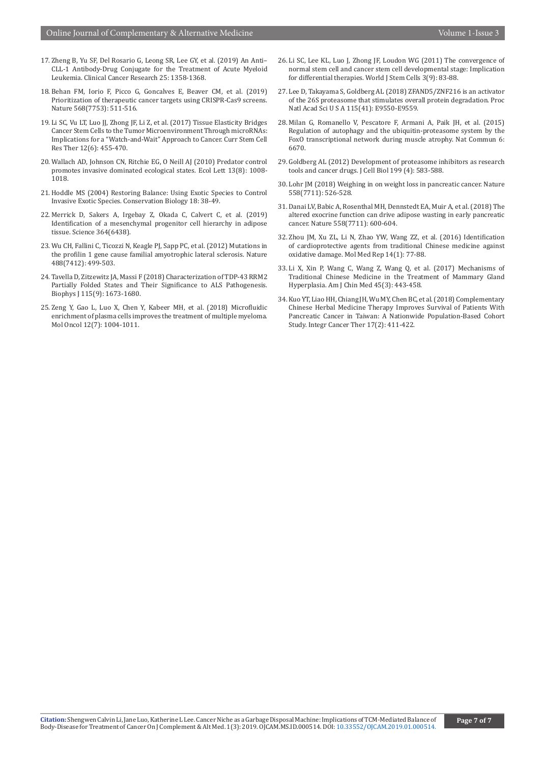17. Zheng B, Yu SF, Del Rosario G, Leong SR, Lee GY, et al. (2019) An Anti–CLL-1 Antibody-Drug Conjugate for the Treatment of Acute Myeloid Leukemia. Clinical Cancer Research 25: 1358-1368.
18. Behan FM, Iorio F, Picco G, Goncalves E, Beaver CM, et al. (2019) Prioritization of therapeutic cancer targets using CRISPR-Cas9 screens. Nature 568(7753): 511-516.
19. Li SC, Vu LT, Luo JJ, Zhong JF, Li Z, et al. (2017) Tissue Elasticity Bridges Cancer Stem Cells to the Tumor Microenvironment Through microRNAs: Implications for a "Watch-and-Wait" Approach to Cancer. Curr Stem Cell Res Ther 12(6): 455-470.
20. Wallach AD, Johnson CN, Ritchie EG, O Neill AJ (2010) Predator control promotes invasive dominated ecological states. Ecol Lett 13(8): 1008-1018.
21. Hoddle MS (2004) Restoring Balance: Using Exotic Species to Control Invasive Exotic Species. Conservation Biology 18: 38-49.
22. Merrick D, Sakers A, Irgebay Z, Okada C, Calvert C, et al. (2019) Identification of a mesenchymal progenitor cell hierarchy in adipose tissue. Science 364(6438).
23. Wu CH, Fallini C, Ticozzi N, Keagle PJ, Sapp PC, et al. (2012) Mutations in the profilin 1 gene cause familial amyotrophic lateral sclerosis. Nature 488(7412): 499-503.
24. Tavella D, Zitzewitz JA, Massi F (2018) Characterization of TDP-43 RRM2 Partially Folded States and Their Significance to ALS Pathogenesis. Biophys J 115(9): 1673-1680.
25. Zeng Y, Gao L, Luo X, Chen Y, Kabeer MH, et al. (2018) Microfluidic enrichment of plasma cells improves the treatment of multiple myeloma. Mol Oncol 12(7): 1004-1011.
26. Li SC, Lee KL, Luo J, Zhong JF, Loudon WG (2011) The convergence of normal stem cell and cancer stem cell developmental stage: Implication for differential therapies. World J Stem Cells 3(9): 83-88.
27. Lee D, Takayama S, Goldberg AL (2018) ZFAND5/ZNF216 is an activator of the 26S proteasome that stimulates overall protein degradation. Proc Natl Acad Sci U S A 115(41): E9550-E9559.
28. Milan G, Romanello V, Pescatore F, Armani A, Paik JH, et al. (2015) Regulation of autophagy and the ubiquitin-proteasome system by the FoxO transcriptional network during muscle atrophy. Nat Commun 6: 6670.
29. Goldberg AL (2012) Development of proteasome inhibitors as research tools and cancer drugs. J Cell Biol 199 (4): 583-588.
30. Lohr JM (2018) Weighing in on weight loss in pancreatic cancer. Nature 558(7711): 526-528.
31. Danai LV, Babic A, Rosenthal MH, Dennstedt EA, Muir A, et al. (2018) The altered exocrine function can drive adipose wasting in early pancreatic cancer. Nature 558(7711): 600-604.
32. Zhou JM, Xu ZL, Li N, Zhao YW, Wang ZZ, et al. (2016) Identification of cardioprotective agents from traditional Chinese medicine against oxidative damage. Mol Med Rep 14(1): 77-88.
33. Li X, Xin P, Wang C, Wang Z, Wang Q, et al. (2017) Mechanisms of Traditional Chinese Medicine in the Treatment of Mammary Gland Hyperplasia. Am J Chin Med 45(3): 443-458.
34. Kuo YT, Liao HH, Chiang JH, Wu MY, Chen BC, et al. (2018) Complementary Chinese Herbal Medicine Therapy Improves Survival of Patients With Pancreatic Cancer in Taiwan: A Nationwide Population-Based Cohort Study. Integr Cancer Ther 17(2): 411-422.